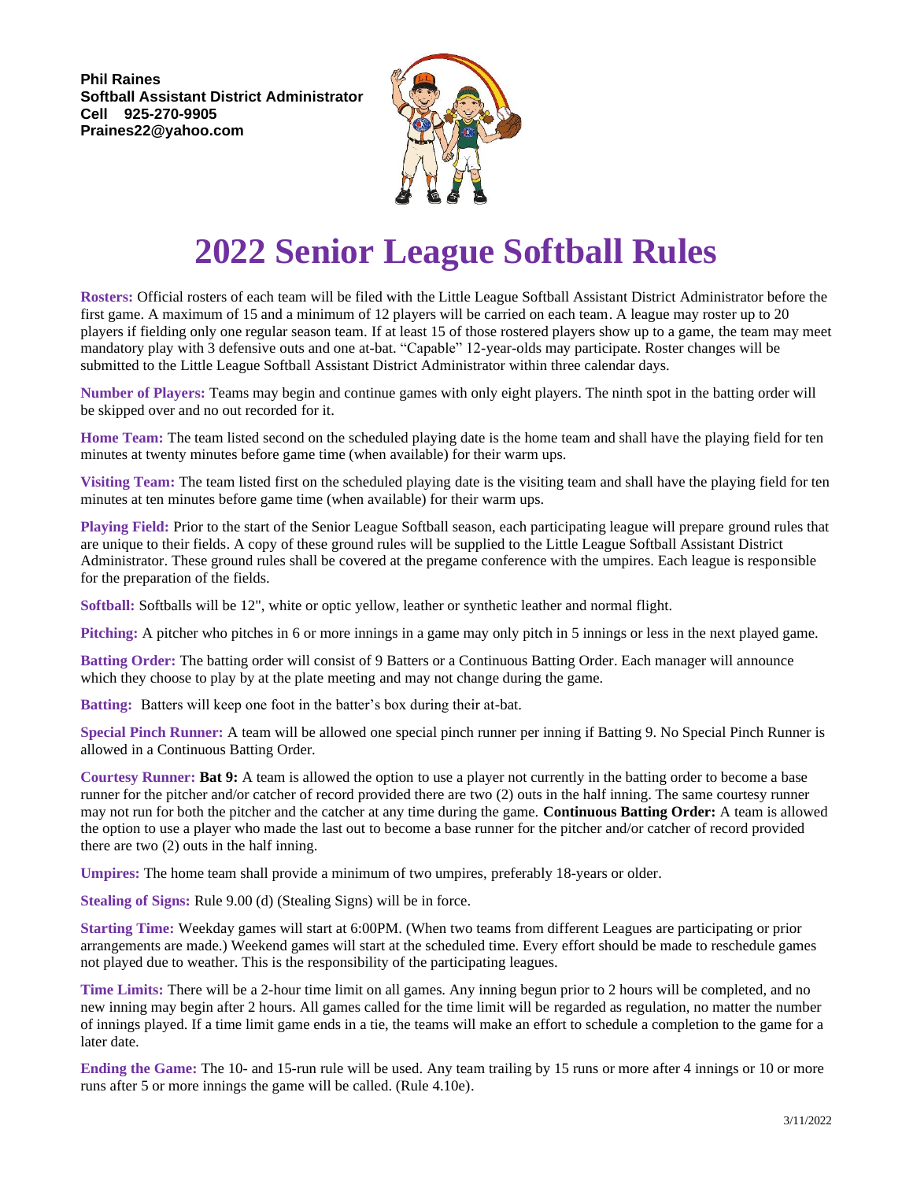**Phil Raines**
**Softball Assistant District Administrator**
**Cell 925-270-9905**
**Praines22@yahoo.com**

# 2022 Senior League Softball Rules

**Rosters:** Official rosters of each team will be filed with the Little League Softball Assistant District Administrator before the first game. A maximum of 15 and a minimum of 12 players will be carried on each team. A league may roster up to 20 players if fielding only one regular season team. If at least 15 of those rostered players show up to a game, the team may meet mandatory play with 3 defensive outs and one at-bat. "Capable" 12-year-olds may participate. Roster changes will be submitted to the Little League Softball Assistant District Administrator within three calendar days.

**Number of Players:** Teams may begin and continue games with only eight players. The ninth spot in the batting order will be skipped over and no out recorded for it.

**Home Team:** The team listed second on the scheduled playing date is the home team and shall have the playing field for ten minutes at twenty minutes before game time (when available) for their warm ups.

**Visiting Team:** The team listed first on the scheduled playing date is the visiting team and shall have the playing field for ten minutes at ten minutes before game time (when available) for their warm ups.

**Playing Field:** Prior to the start of the Senior League Softball season, each participating league will prepare ground rules that are unique to their fields. A copy of these ground rules will be supplied to the Little League Softball Assistant District Administrator. These ground rules shall be covered at the pregame conference with the umpires. Each league is responsible for the preparation of the fields.

**Softball:** Softballs will be 12", white or optic yellow, leather or synthetic leather and normal flight.

**Pitching:** A pitcher who pitches in 6 or more innings in a game may only pitch in 5 innings or less in the next played game.

**Batting Order:** The batting order will consist of 9 Batters or a Continuous Batting Order. Each manager will announce which they choose to play by at the plate meeting and may not change during the game.

**Batting:** Batters will keep one foot in the batter's box during their at-bat.

**Special Pinch Runner:** A team will be allowed one special pinch runner per inning if Batting 9. No Special Pinch Runner is allowed in a Continuous Batting Order.

**Courtesy Runner:** **Bat 9:** A team is allowed the option to use a player not currently in the batting order to become a base runner for the pitcher and/or catcher of record provided there are two (2) outs in the half inning. The same courtesy runner may not run for both the pitcher and the catcher at any time during the game. **Continuous Batting Order:** A team is allowed the option to use a player who made the last out to become a base runner for the pitcher and/or catcher of record provided there are two (2) outs in the half inning.

**Umpires:** The home team shall provide a minimum of two umpires, preferably 18-years or older.

**Stealing of Signs:** Rule 9.00 (d) (Stealing Signs) will be in force.

**Starting Time:** Weekday games will start at 6:00PM. (When two teams from different Leagues are participating or prior arrangements are made.) Weekend games will start at the scheduled time. Every effort should be made to reschedule games not played due to weather. This is the responsibility of the participating leagues.

**Time Limits:** There will be a 2-hour time limit on all games. Any inning begun prior to 2 hours will be completed, and no new inning may begin after 2 hours. All games called for the time limit will be regarded as regulation, no matter the number of innings played. If a time limit game ends in a tie, the teams will make an effort to schedule a completion to the game for a later date.

**Ending the Game:** The 10- and 15-run rule will be used. Any team trailing by 15 runs or more after 4 innings or 10 or more runs after 5 or more innings the game will be called. (Rule 4.10e).

3/11/2022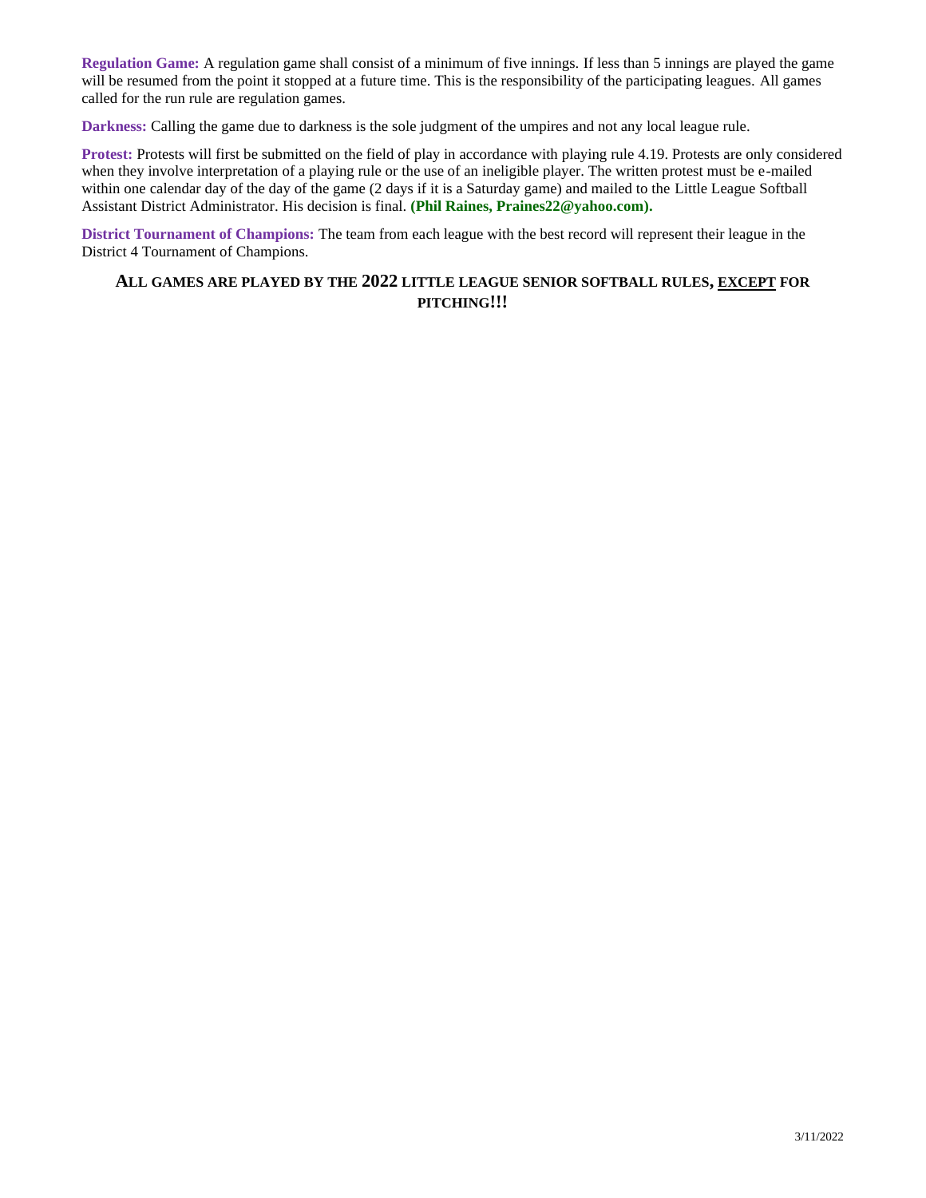**Regulation Game:** A regulation game shall consist of a minimum of five innings. If less than 5 innings are played the game will be resumed from the point it stopped at a future time. This is the responsibility of the participating leagues. All games called for the run rule are regulation games.

**Darkness:** Calling the game due to darkness is the sole judgment of the umpires and not any local league rule.

**Protest:** Protests will first be submitted on the field of play in accordance with playing rule 4.19. Protests are only considered when they involve interpretation of a playing rule or the use of an ineligible player. The written protest must be e-mailed within one calendar day of the day of the game (2 days if it is a Saturday game) and mailed to the Little League Softball Assistant District Administrator. His decision is final. **(Phil Raines, Praines22@yahoo.com).**

**District Tournament of Champions:** The team from each league with the best record will represent their league in the District 4 Tournament of Champions.

**ALL GAMES ARE PLAYED BY THE 2022 LITTLE LEAGUE SENIOR SOFTBALL RULES, <u>EXCEPT</u> FOR PITCHING!!!**

3/11/2022